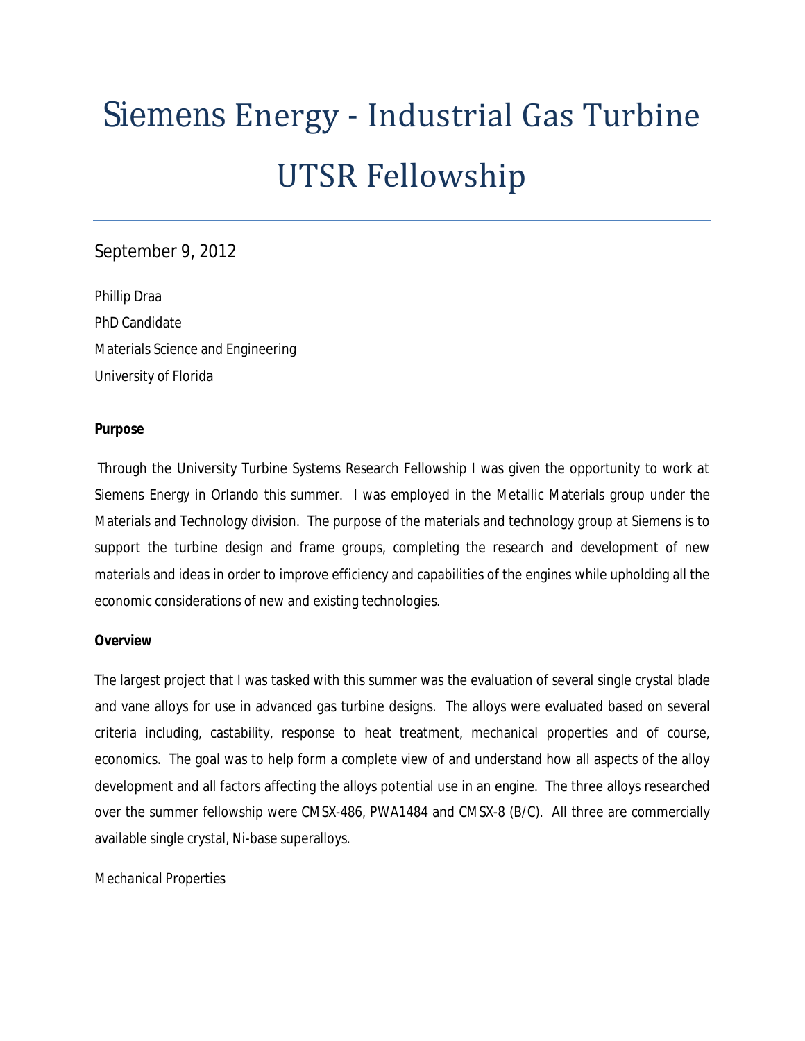# Siemens Energy - Industrial Gas Turbine UTSR Fellowship

September 9, 2012

Phillip Draa
PhD Candidate
Materials Science and Engineering
University of Florida

**Purpose**

Through the University Turbine Systems Research Fellowship I was given the opportunity to work at Siemens Energy in Orlando this summer. I was employed in the Metallic Materials group under the Materials and Technology division. The purpose of the materials and technology group at Siemens is to support the turbine design and frame groups, completing the research and development of new materials and ideas in order to improve efficiency and capabilities of the engines while upholding all the economic considerations of new and existing technologies.

**Overview**

The largest project that I was tasked with this summer was the evaluation of several single crystal blade and vane alloys for use in advanced gas turbine designs. The alloys were evaluated based on several criteria including, castability, response to heat treatment, mechanical properties and of course, economics. The goal was to help form a complete view of and understand how all aspects of the alloy development and all factors affecting the alloys potential use in an engine. The three alloys researched over the summer fellowship were CMSX-486, PWA1484 and CMSX-8 (B/C). All three are commercially available single crystal, Ni-base superalloys.

*Mechanical Properties*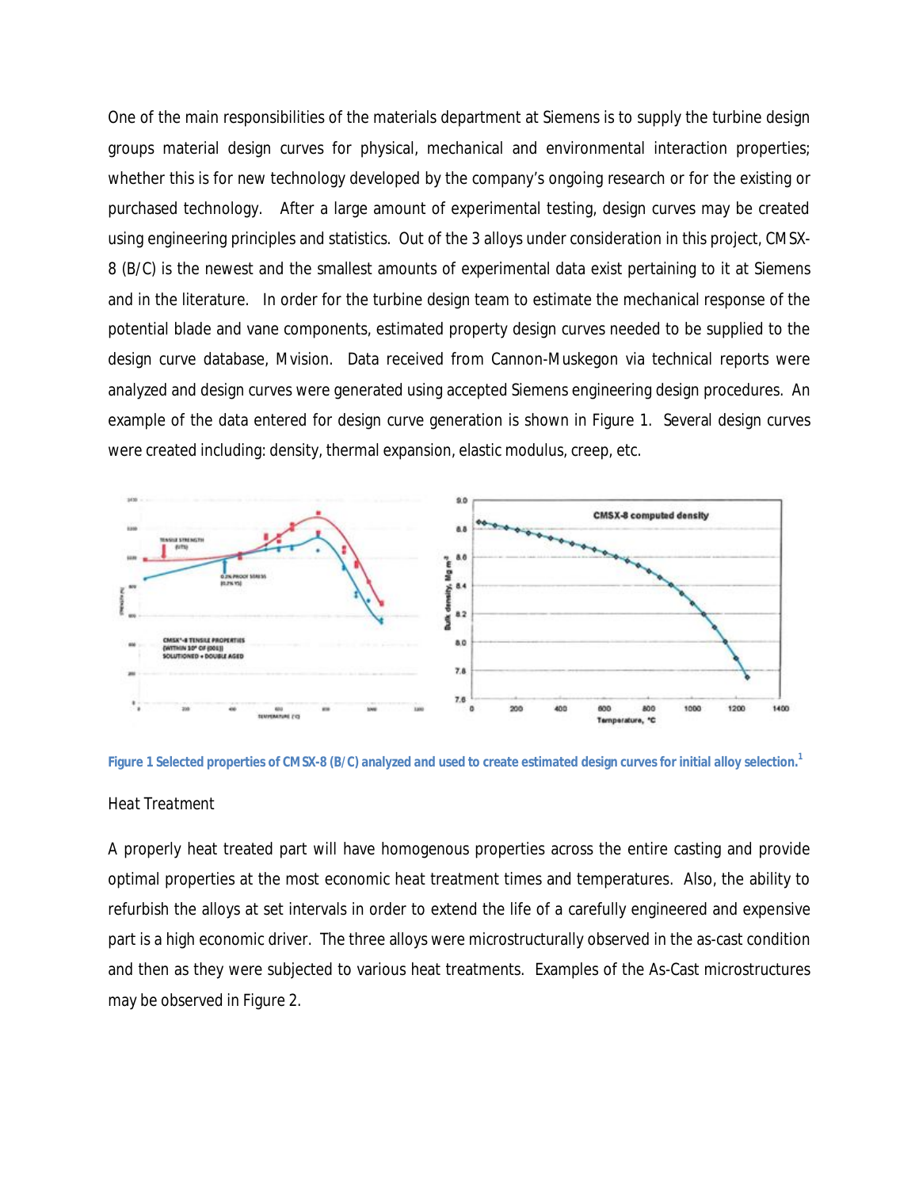One of the main responsibilities of the materials department at Siemens is to supply the turbine design groups material design curves for physical, mechanical and environmental interaction properties; whether this is for new technology developed by the company's ongoing research or for the existing or purchased technology. After a large amount of experimental testing, design curves may be created using engineering principles and statistics. Out of the 3 alloys under consideration in this project, CMSX-8 (B/C) is the newest and the smallest amounts of experimental data exist pertaining to it at Siemens and in the literature. In order for the turbine design team to estimate the mechanical response of the potential blade and vane components, estimated property design curves needed to be supplied to the design curve database, Mvision. Data received from Cannon-Muskegon via technical reports were analyzed and design curves were generated using accepted Siemens engineering design procedures. An example of the data entered for design curve generation is shown in Figure 1. Several design curves were created including: density, thermal expansion, elastic modulus, creep, etc.

**Figure 1 Selected properties of CMSX-8 (B/C) analyzed and used to create estimated design curves for initial alloy selection.**[1]

## Heat Treatment

A properly heat treated part will have homogenous properties across the entire casting and provide optimal properties at the most economic heat treatment times and temperatures. Also, the ability to refurbish the alloys at set intervals in order to extend the life of a carefully engineered and expensive part is a high economic driver. The three alloys were microstructurally observed in the as-cast condition and then as they were subjected to various heat treatments. Examples of the As-Cast microstructures may be observed in Figure 2.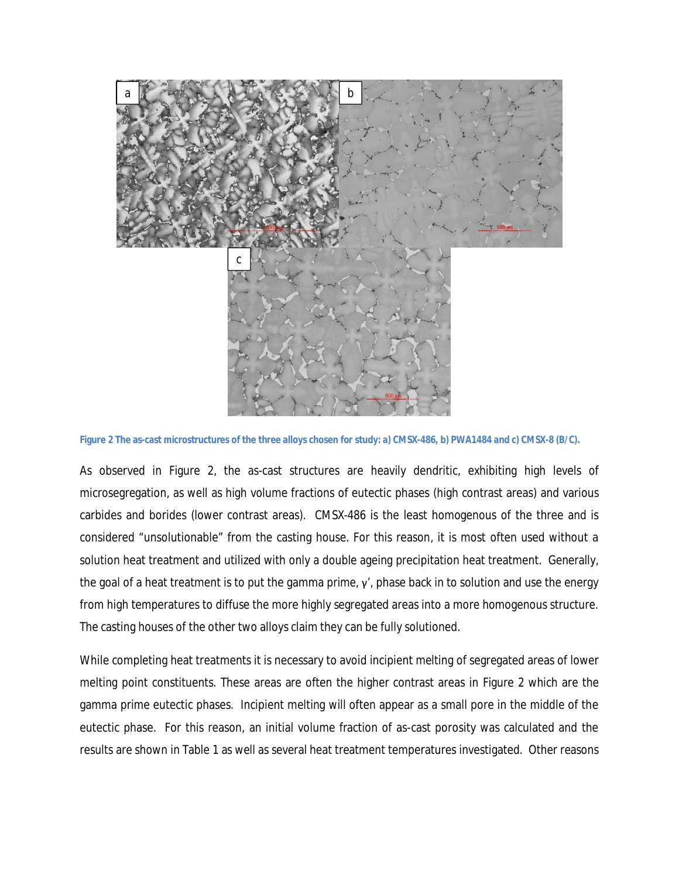Figure 2 The as-cast microstructures of the three alloys chosen for study: a) CMSX-486, b) PWA1484 and c) CMSX-8 (B/C).

As observed in Figure 2, the as-cast structures are heavily dendritic, exhibiting high levels of microsegregation, as well as high volume fractions of eutectic phases (high contrast areas) and various carbides and borides (lower contrast areas). CMSX-486 is the least homogenous of the three and is considered "unsolutionable" from the casting house. For this reason, it is most often used without a solution heat treatment and utilized with only a double ageing precipitation heat treatment. Generally, the goal of a heat treatment is to put the gamma prime, γ', phase back in to solution and use the energy from high temperatures to diffuse the more highly segregated areas into a more homogenous structure. The casting houses of the other two alloys claim they can be fully solutioned.

While completing heat treatments it is necessary to avoid incipient melting of segregated areas of lower melting point constituents. These areas are often the higher contrast areas in Figure 2 which are the gamma prime eutectic phases. Incipient melting will often appear as a small pore in the middle of the eutectic phase. For this reason, an initial volume fraction of as-cast porosity was calculated and the results are shown in Table 1 as well as several heat treatment temperatures investigated. Other reasons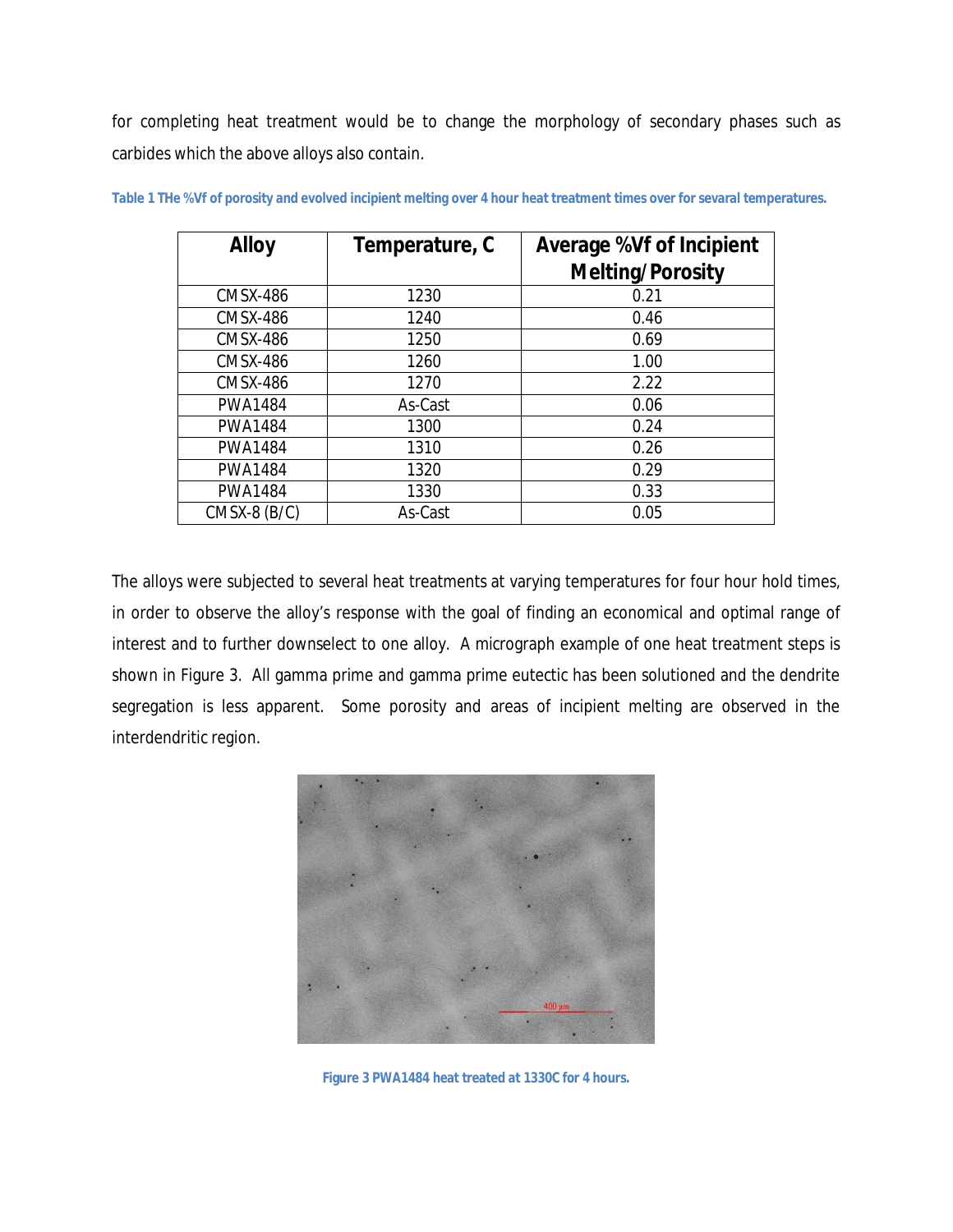for completing heat treatment would be to change the morphology of secondary phases such as carbides which the above alloys also contain.

Table 1 THe %Vf of porosity and evolved incipient melting over 4 hour heat treatment times over for sevaral temperatures.

| Alloy | Temperature, C | Average %Vf of Incipient Melting/Porosity |
|---|---|---|
| CMSX-486 | 1230 | 0.21 |
| CMSX-486 | 1240 | 0.46 |
| CMSX-486 | 1250 | 0.69 |
| CMSX-486 | 1260 | 1.00 |
| CMSX-486 | 1270 | 2.22 |
| PWA1484 | As-Cast | 0.06 |
| PWA1484 | 1300 | 0.24 |
| PWA1484 | 1310 | 0.26 |
| PWA1484 | 1320 | 0.29 |
| PWA1484 | 1330 | 0.33 |
| CMSX-8 (B/C) | As-Cast | 0.05 |

The alloys were subjected to several heat treatments at varying temperatures for four hour hold times, in order to observe the alloy's response with the goal of finding an economical and optimal range of interest and to further downselect to one alloy. A micrograph example of one heat treatment steps is shown in Figure 3. All gamma prime and gamma prime eutectic has been solutioned and the dendrite segregation is less apparent. Some porosity and areas of incipient melting are observed in the interdendritic region.

Figure 3 PWA1484 heat treated at 1330C for 4 hours.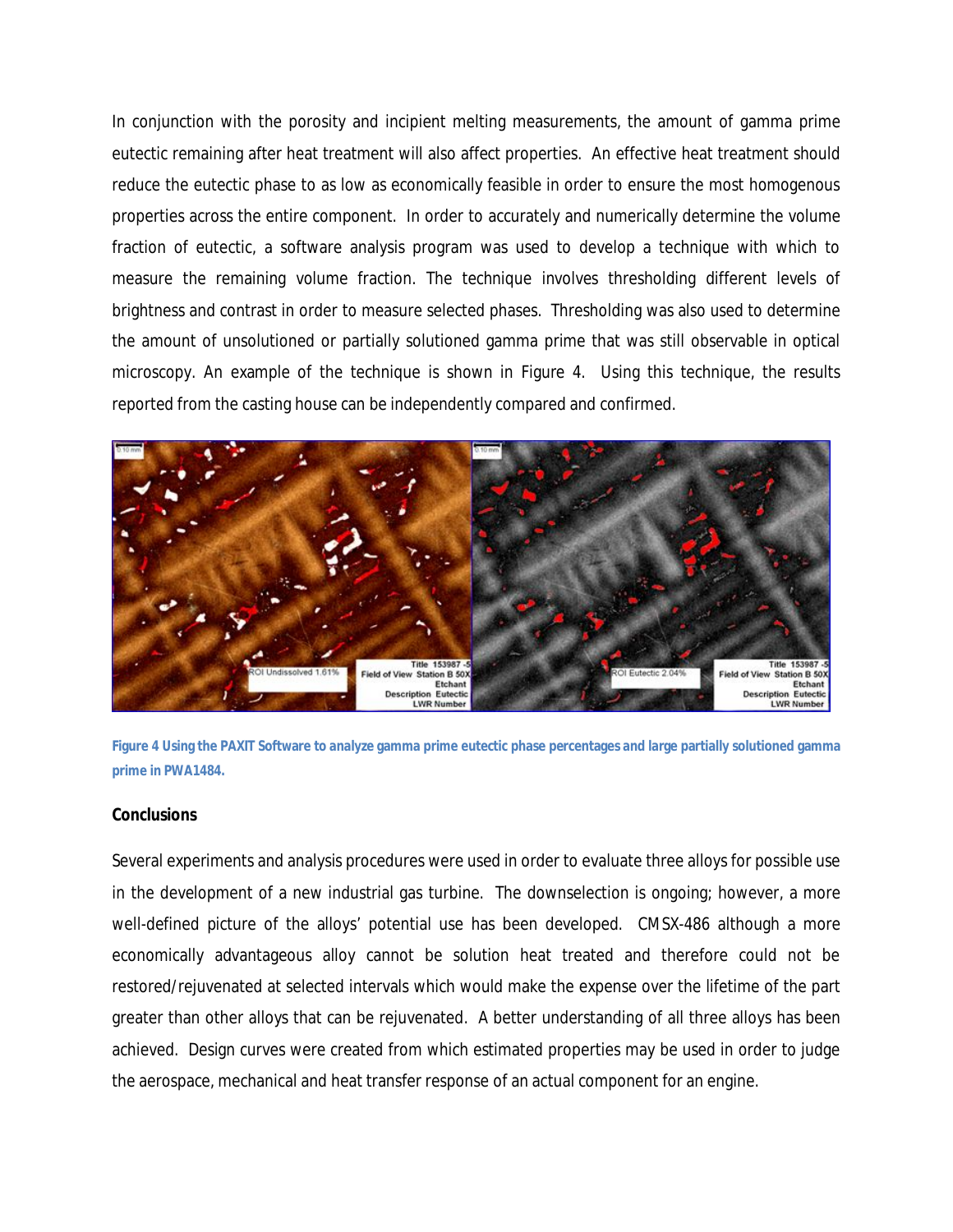In conjunction with the porosity and incipient melting measurements, the amount of gamma prime eutectic remaining after heat treatment will also affect properties. An effective heat treatment should reduce the eutectic phase to as low as economically feasible in order to ensure the most homogenous properties across the entire component. In order to accurately and numerically determine the volume fraction of eutectic, a software analysis program was used to develop a technique with which to measure the remaining volume fraction. The technique involves thresholding different levels of brightness and contrast in order to measure selected phases. Thresholding was also used to determine the amount of unsolutioned or partially solutioned gamma prime that was still observable in optical microscopy. An example of the technique is shown in Figure 4. Using this technique, the results reported from the casting house can be independently compared and confirmed.

**Figure 4 Using the PAXIT Software to analyze gamma prime eutectic phase percentages and large partially solutioned gamma prime in PWA1484.**

**Conclusions**

Several experiments and analysis procedures were used in order to evaluate three alloys for possible use in the development of a new industrial gas turbine. The downselection is ongoing; however, a more well-defined picture of the alloys' potential use has been developed. CMSX-486 although a more economically advantageous alloy cannot be solution heat treated and therefore could not be restored/rejuvenated at selected intervals which would make the expense over the lifetime of the part greater than other alloys that can be rejuvenated. A better understanding of all three alloys has been achieved. Design curves were created from which estimated properties may be used in order to judge the aerospace, mechanical and heat transfer response of an actual component for an engine.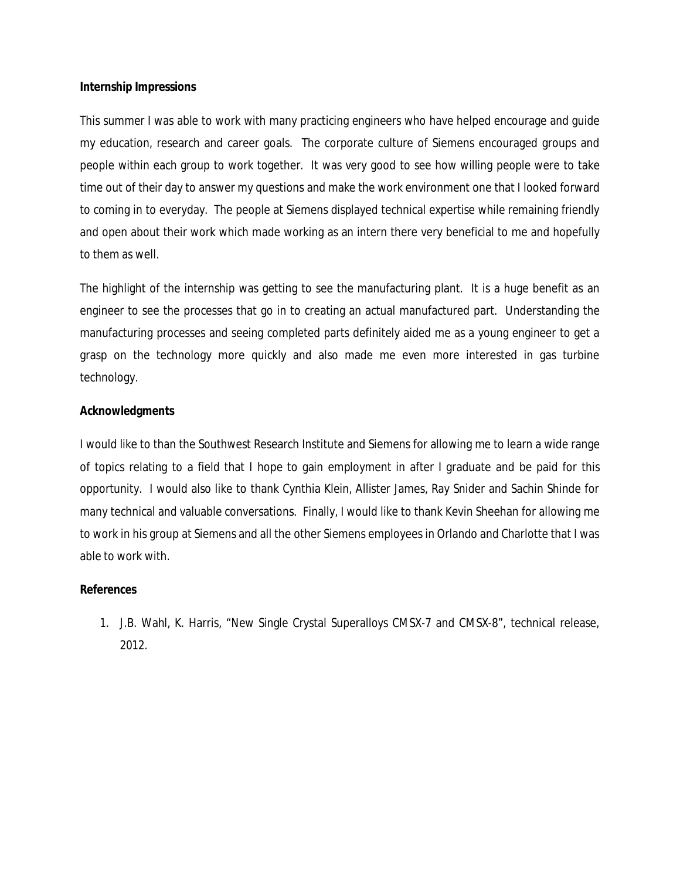**Internship Impressions**

This summer I was able to work with many practicing engineers who have helped encourage and guide my education, research and career goals. The corporate culture of Siemens encouraged groups and people within each group to work together. It was very good to see how willing people were to take time out of their day to answer my questions and make the work environment one that I looked forward to coming in to everyday. The people at Siemens displayed technical expertise while remaining friendly and open about their work which made working as an intern there very beneficial to me and hopefully to them as well.

The highlight of the internship was getting to see the manufacturing plant. It is a huge benefit as an engineer to see the processes that go in to creating an actual manufactured part. Understanding the manufacturing processes and seeing completed parts definitely aided me as a young engineer to get a grasp on the technology more quickly and also made me even more interested in gas turbine technology.

**Acknowledgments**

I would like to than the Southwest Research Institute and Siemens for allowing me to learn a wide range of topics relating to a field that I hope to gain employment in after I graduate and be paid for this opportunity. I would also like to thank Cynthia Klein, Allister James, Ray Snider and Sachin Shinde for many technical and valuable conversations. Finally, I would like to thank Kevin Sheehan for allowing me to work in his group at Siemens and all the other Siemens employees in Orlando and Charlotte that I was able to work with.

**References**

1. J.B. Wahl, K. Harris, "New Single Crystal Superalloys CMSX-7 and CMSX-8", technical release, 2012.